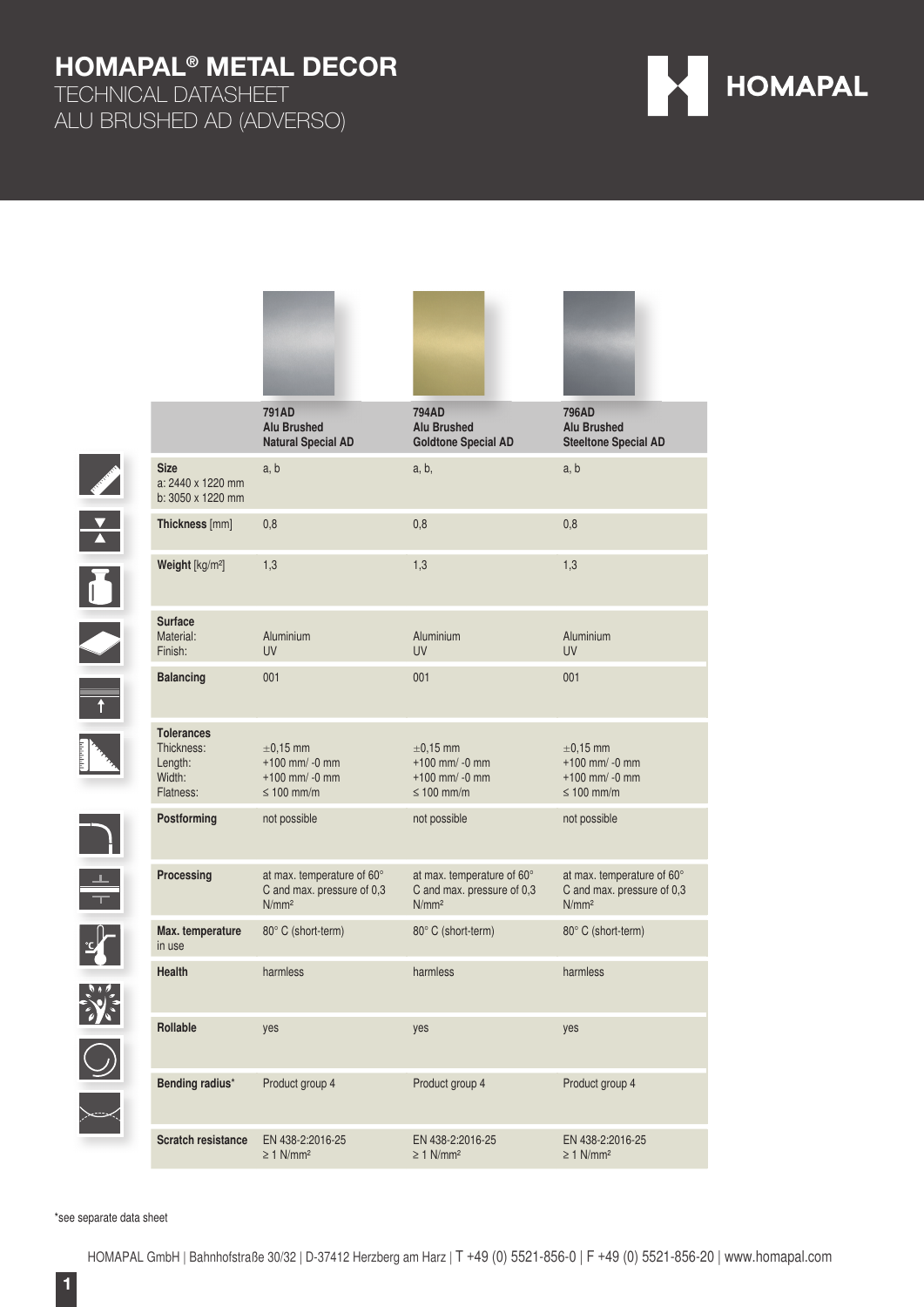# HOMAPAL® METAL DECOR

## TECHNICAL DATASHEET
## ALU BRUSHED AD (ADVERSO)

| | 791AD Alu Brushed Natural Special AD | 794AD Alu Brushed Goldtone Special AD | 796AD Alu Brushed Steeltone Special AD |
|---|---|---|---|
| **Size**<br>a: 2440 x 1220 mm<br>b: 3050 x 1220 mm | a, b | a, b, | a, b |
| **Thickness** [mm] | 0,8 | 0,8 | 0,8 |
| **Weight** [kg/m²] | 1,3 | 1,3 | 1,3 |
| **Surface**<br>Material:<br>Finish: | <br>Aluminium<br>UV | <br>Aluminium<br>UV | <br>Aluminium<br>UV |
| **Balancing** | 001 | 001 | 001 |
| **Tolerances**<br>Thickness:<br>Length:<br>Width:<br>Flatness: | <br>±0,15 mm<br>+100 mm/ -0 mm<br>+100 mm/ -0 mm<br>≤ 100 mm/m | <br>±0,15 mm<br>+100 mm/ -0 mm<br>+100 mm/ -0 mm<br>≤ 100 mm/m | <br>±0,15 mm<br>+100 mm/ -0 mm<br>+100 mm/ -0 mm<br>≤ 100 mm/m |
| **Postforming** | not possible | not possible | not possible |
| **Processing** | at max. temperature of 60° C and max. pressure of 0,3 N/mm² | at max. temperature of 60° C and max. pressure of 0,3 N/mm² | at max. temperature of 60° C and max. pressure of 0,3 N/mm² |
| **Max. temperature** in use | 80° C (short-term) | 80° C (short-term) | 80° C (short-term) |
| **Health** | harmless | harmless | harmless |
| **Rollable** | yes | yes | yes |
| **Bending radius*** | Product group 4 | Product group 4 | Product group 4 |
| **Scratch resistance** | EN 438-2:2016-25<br>≥ 1 N/mm² | EN 438-2:2016-25<br>≥ 1 N/mm² | EN 438-2:2016-25<br>≥ 1 N/mm² |

*see separate data sheet

HOMAPAL GmbH | Bahnhofstraße 30/32 | D-37412 Herzberg am Harz | T +49 (0) 5521-856-0 | F +49 (0) 5521-856-20 | www.homapal.com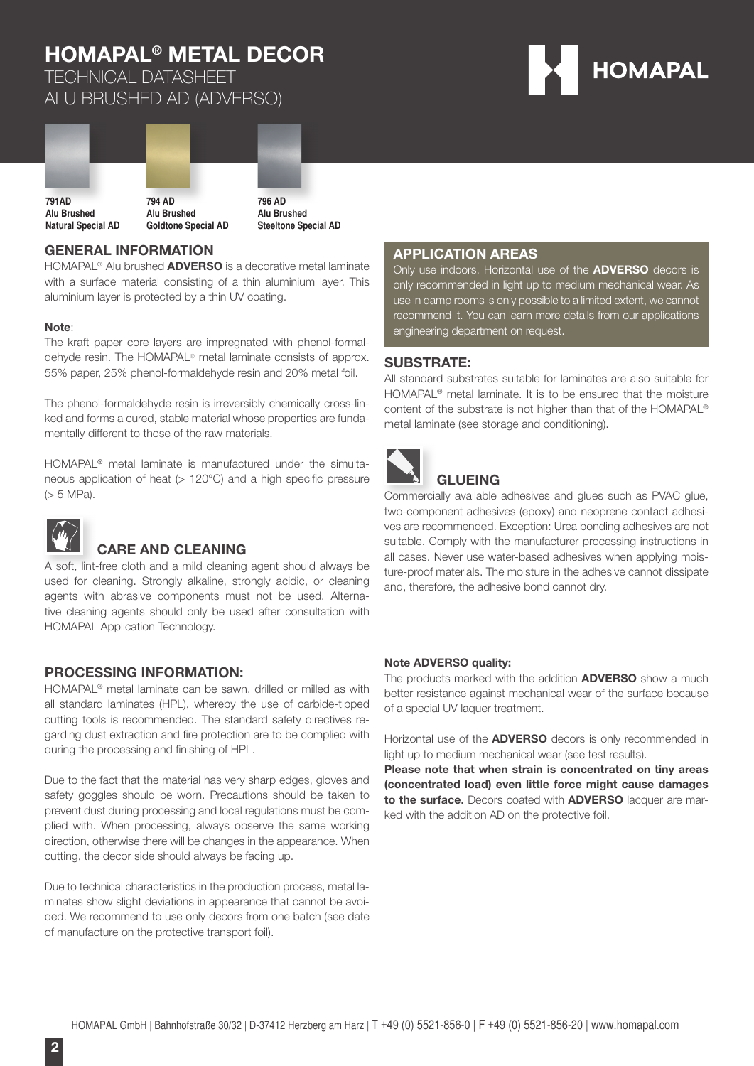# HOMAPAL® METAL DECOR

TECHNICAL DATASHEET
ALU BRUSHED AD (ADVERSO)

**791AD**
**Alu Brushed**
**Natural Special AD**

**794 AD**
**Alu Brushed**
**Goldtone Special AD**

**796 AD**
**Alu Brushed**
**Steeltone Special AD**

## GENERAL INFORMATION

HOMAPAL® Alu brushed **ADVERSO** is a decorative metal laminate with a surface material consisting of a thin aluminium layer. This aluminium layer is protected by a thin UV coating.

**Note**:
The kraft paper core layers are impregnated with phenol-formaldehyde resin. The HOMAPAL® metal laminate consists of approx. 55% paper, 25% phenol-formaldehyde resin and 20% metal foil.

The phenol-formaldehyde resin is irreversibly chemically cross-linked and forms a cured, stable material whose properties are fundamentally different to those of the raw materials.

HOMAPAL® metal laminate is manufactured under the simultaneous application of heat (> 120°C) and a high specific pressure (> 5 MPa).

## CARE AND CLEANING

A soft, lint-free cloth and a mild cleaning agent should always be used for cleaning. Strongly alkaline, strongly acidic, or cleaning agents with abrasive components must not be used. Alternative cleaning agents should only be used after consultation with HOMAPAL Application Technology.

## PROCESSING INFORMATION:

HOMAPAL® metal laminate can be sawn, drilled or milled as with all standard laminates (HPL), whereby the use of carbide-tipped cutting tools is recommended. The standard safety directives regarding dust extraction and fire protection are to be complied with during the processing and finishing of HPL.

Due to the fact that the material has very sharp edges, gloves and safety goggles should be worn. Precautions should be taken to prevent dust during processing and local regulations must be complied with. When processing, always observe the same working direction, otherwise there will be changes in the appearance. When cutting, the decor side should always be facing up.

Due to technical characteristics in the production process, metal laminates show slight deviations in appearance that cannot be avoided. We recommend to use only decors from one batch (see date of manufacture on the protective transport foil).

## APPLICATION AREAS

Only use indoors. Horizontal use of the **ADVERSO** decors is only recommended in light up to medium mechanical wear. As use in damp rooms is only possible to a limited extent, we cannot recommend it. You can learn more details from our applications engineering department on request.

## SUBSTRATE:

All standard substrates suitable for laminates are also suitable for HOMAPAL® metal laminate. It is to be ensured that the moisture content of the substrate is not higher than that of the HOMAPAL® metal laminate (see storage and conditioning).

## GLUEING

Commercially available adhesives and glues such as PVAC glue, two-component adhesives (epoxy) and neoprene contact adhesives are recommended. Exception: Urea bonding adhesives are not suitable. Comply with the manufacturer processing instructions in all cases. Never use water-based adhesives when applying moisture-proof materials. The moisture in the adhesive cannot dissipate and, therefore, the adhesive bond cannot dry.

**Note ADVERSO quality:**

The products marked with the addition **ADVERSO** show a much better resistance against mechanical wear of the surface because of a special UV laquer treatment.

Horizontal use of the **ADVERSO** decors is only recommended in light up to medium mechanical wear (see test results).

**Please note that when strain is concentrated on tiny areas (concentrated load) even little force might cause damages to the surface.** Decors coated with **ADVERSO** lacquer are marked with the addition AD on the protective foil.

HOMAPAL GmbH | Bahnhofstraße 30/32 | D-37412 Herzberg am Harz | T +49 (0) 5521-856-0 | F +49 (0) 5521-856-20 | www.homapal.com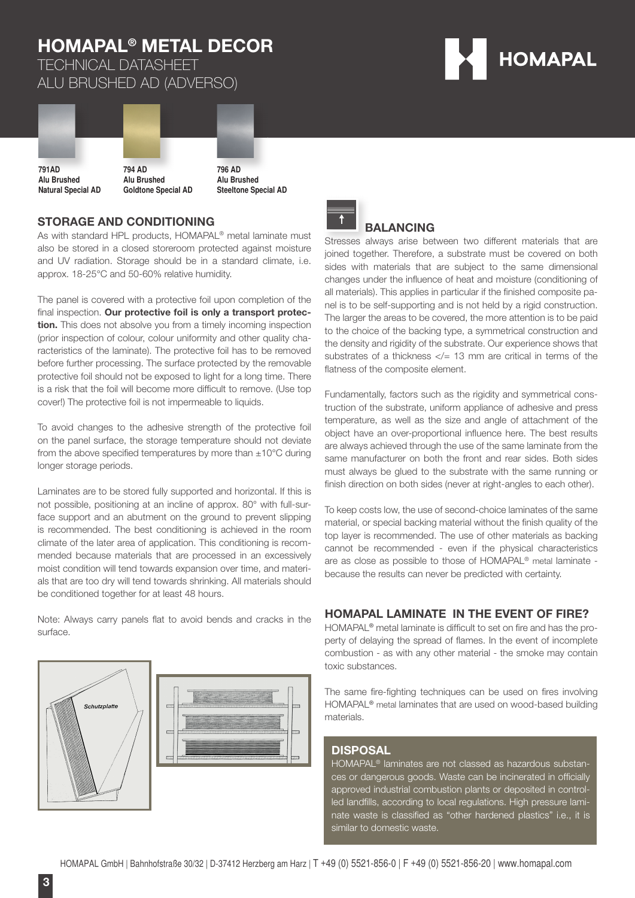# HOMAPAL® METAL DECOR

TECHNICAL DATASHEET
ALU BRUSHED AD (ADVERSO)

**791AD**
**Alu Brushed**
**Natural Special AD**

**794 AD**
**Alu Brushed**
**Goldtone Special AD**

**796 AD**
**Alu Brushed**
**Steeltone Special AD**

## STORAGE AND CONDITIONING

As with standard HPL products, HOMAPAL® metal laminate must also be stored in a closed storeroom protected against moisture and UV radiation. Storage should be in a standard climate, i.e. approx. 18-25°C and 50-60% relative humidity.

The panel is covered with a protective foil upon completion of the final inspection. **Our protective foil is only a transport protection.** This does not absolve you from a timely incoming inspection (prior inspection of colour, colour uniformity and other quality characteristics of the laminate). The protective foil has to be removed before further processing. The surface protected by the removable protective foil should not be exposed to light for a long time. There is a risk that the foil will become more difficult to remove. (Use top cover!) The protective foil is not impermeable to liquids.

To avoid changes to the adhesive strength of the protective foil on the panel surface, the storage temperature should not deviate from the above specified temperatures by more than ±10°C during longer storage periods.

Laminates are to be stored fully supported and horizontal. If this is not possible, positioning at an incline of approx. 80° with full-surface support and an abutment on the ground to prevent slipping is recommended. The best conditioning is achieved in the room climate of the later area of application. This conditioning is recommended because materials that are processed in an excessively moist condition will tend towards expansion over time, and materials that are too dry will tend towards shrinking. All materials should be conditioned together for at least 48 hours.

Note: Always carry panels flat to avoid bends and cracks in the surface.

Schutzplatte

## BALANCING

Stresses always arise between two different materials that are joined together. Therefore, a substrate must be covered on both sides with materials that are subject to the same dimensional changes under the influence of heat and moisture (conditioning of all materials). This applies in particular if the finished composite panel is to be self-supporting and is not held by a rigid construction. The larger the areas to be covered, the more attention is to be paid to the choice of the backing type, a symmetrical construction and the density and rigidity of the substrate. Our experience shows that substrates of a thickness </= 13 mm are critical in terms of the flatness of the composite element.

Fundamentally, factors such as the rigidity and symmetrical construction of the substrate, uniform appliance of adhesive and press temperature, as well as the size and angle of attachment of the object have an over-proportional influence here. The best results are always achieved through the use of the same laminate from the same manufacturer on both the front and rear sides. Both sides must always be glued to the substrate with the same running or finish direction on both sides (never at right-angles to each other).

To keep costs low, the use of second-choice laminates of the same material, or special backing material without the finish quality of the top layer is recommended. The use of other materials as backing cannot be recommended - even if the physical characteristics are as close as possible to those of HOMAPAL® metal laminate - because the results can never be predicted with certainty.

## HOMAPAL LAMINATE IN THE EVENT OF FIRE?

HOMAPAL® metal laminate is difficult to set on fire and has the property of delaying the spread of flames. In the event of incomplete combustion - as with any other material - the smoke may contain toxic substances.

The same fire-fighting techniques can be used on fires involving HOMAPAL® metal laminates that are used on wood-based building materials.

## DISPOSAL

HOMAPAL® laminates are not classed as hazardous substances or dangerous goods. Waste can be incinerated in officially approved industrial combustion plants or deposited in controlled landfills, according to local regulations. High pressure laminate waste is classified as "other hardened plastics" i.e., it is similar to domestic waste.

HOMAPAL GmbH | Bahnhofstraße 30/32 | D-37412 Herzberg am Harz | T +49 (0) 5521-856-0 | F +49 (0) 5521-856-20 | www.homapal.com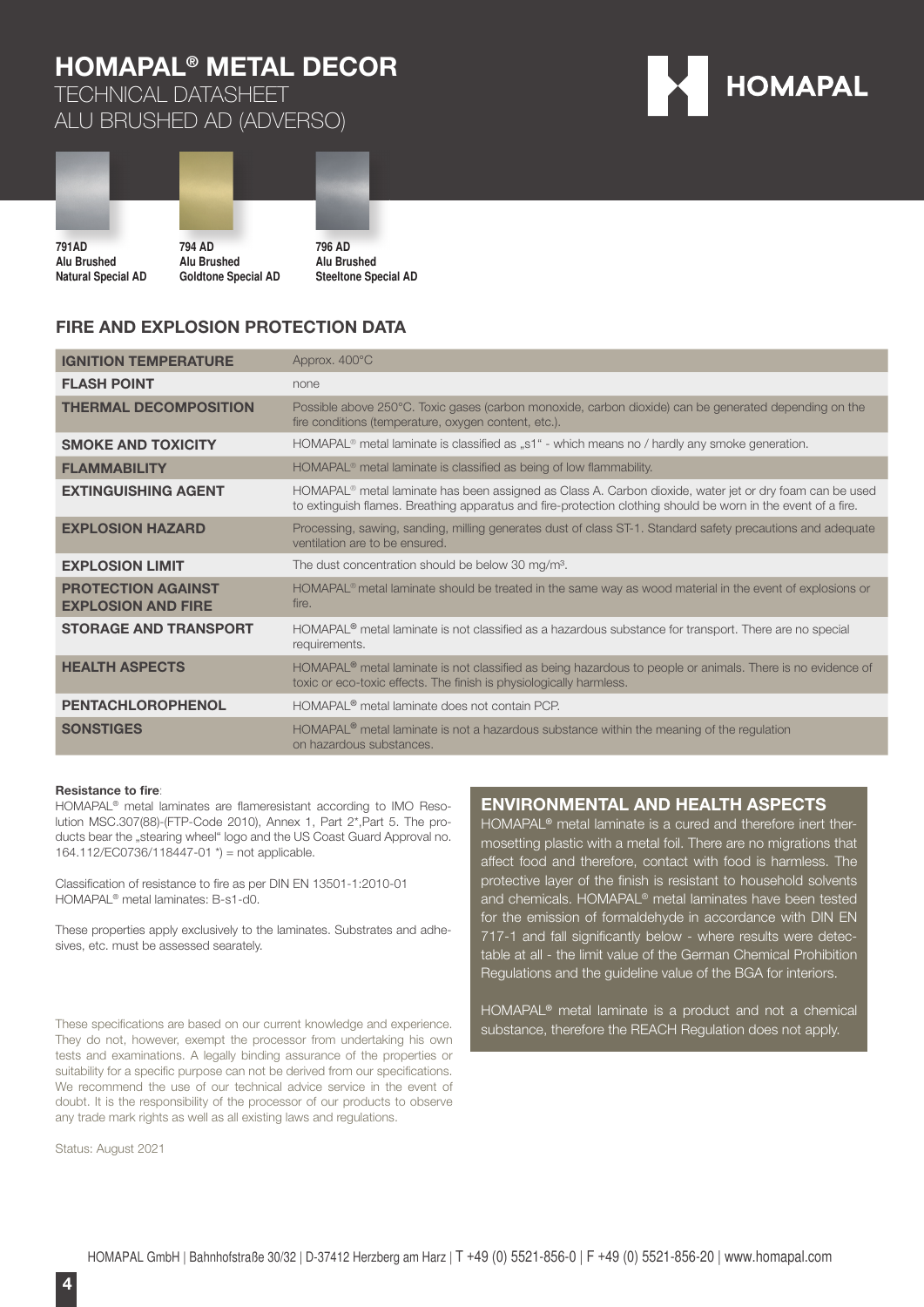# HOMAPAL® METAL DECOR

TECHNICAL DATASHEET

ALU BRUSHED AD (ADVERSO)

**791AD**
**Alu Brushed**
**Natural Special AD**

**794 AD**
**Alu Brushed**
**Goldtone Special AD**

**796 AD**
**Alu Brushed**
**Steeltone Special AD**

## FIRE AND EXPLOSION PROTECTION DATA

| | |
|---|---|
| **IGNITION TEMPERATURE** | Approx. 400°C |
| **FLASH POINT** | none |
| **THERMAL DECOMPOSITION** | Possible above 250°C. Toxic gases (carbon monoxide, carbon dioxide) can be generated depending on the fire conditions (temperature, oxygen content, etc.). |
| **SMOKE AND TOXICITY** | HOMAPAL® metal laminate is classified as „s1" - which means no / hardly any smoke generation. |
| **FLAMMABILITY** | HOMAPAL® metal laminate is classified as being of low flammability. |
| **EXTINGUISHING AGENT** | HOMAPAL® metal laminate has been assigned as Class A. Carbon dioxide, water jet or dry foam can be used to extinguish flames. Breathing apparatus and fire-protection clothing should be worn in the event of a fire. |
| **EXPLOSION HAZARD** | Processing, sawing, sanding, milling generates dust of class ST-1. Standard safety precautions and adequate ventilation are to be ensured. |
| **EXPLOSION LIMIT** | The dust concentration should be below 30 mg/m³. |
| **PROTECTION AGAINST EXPLOSION AND FIRE** | HOMAPAL® metal laminate should be treated in the same way as wood material in the event of explosions or fire. |
| **STORAGE AND TRANSPORT** | HOMAPAL® metal laminate is not classified as a hazardous substance for transport. There are no special requirements. |
| **HEALTH ASPECTS** | HOMAPAL® metal laminate is not classified as being hazardous to people or animals. There is no evidence of toxic or eco-toxic effects. The finish is physiologically harmless. |
| **PENTACHLOROPHENOL** | HOMAPAL® metal laminate does not contain PCP. |
| **SONSTIGES** | HOMAPAL® metal laminate is not a hazardous substance within the meaning of the regulation on hazardous substances. |

**Resistance to fire**:

HOMAPAL® metal laminates are flameresistant according to IMO Resolution MSC.307(88)-(FTP-Code 2010), Annex 1, Part 2*,Part 5. The products bear the „stearing wheel" logo and the US Coast Guard Approval no. 164.112/EC0736/118447-01 *) = not applicable.

Classification of resistance to fire as per DIN EN 13501-1:2010-01
HOMAPAL® metal laminates: B-s1-d0.

These properties apply exclusively to the laminates. Substrates and adhesives, etc. must be assessed searately.

These specifications are based on our current knowledge and experience. They do not, however, exempt the processor from undertaking his own tests and examinations. A legally binding assurance of the properties or suitability for a specific purpose can not be derived from our specifications. We recommend the use of our technical advice service in the event of doubt. It is the responsibility of the processor of our products to observe any trade mark rights as well as all existing laws and regulations.

Status: August 2021

## ENVIRONMENTAL AND HEALTH ASPECTS

HOMAPAL® metal laminate is a cured and therefore inert thermosetting plastic with a metal foil. There are no migrations that affect food and therefore, contact with food is harmless. The protective layer of the finish is resistant to household solvents and chemicals. HOMAPAL® metal laminates have been tested for the emission of formaldehyde in accordance with DIN EN 717-1 and fall significantly below - where results were detectable at all - the limit value of the German Chemical Prohibition Regulations and the guideline value of the BGA for interiors.

HOMAPAL® metal laminate is a product and not a chemical substance, therefore the REACH Regulation does not apply.

HOMAPAL GmbH | Bahnhofstraße 30/32 | D-37412 Herzberg am Harz | T +49 (0) 5521-856-0 | F +49 (0) 5521-856-20 | www.homapal.com